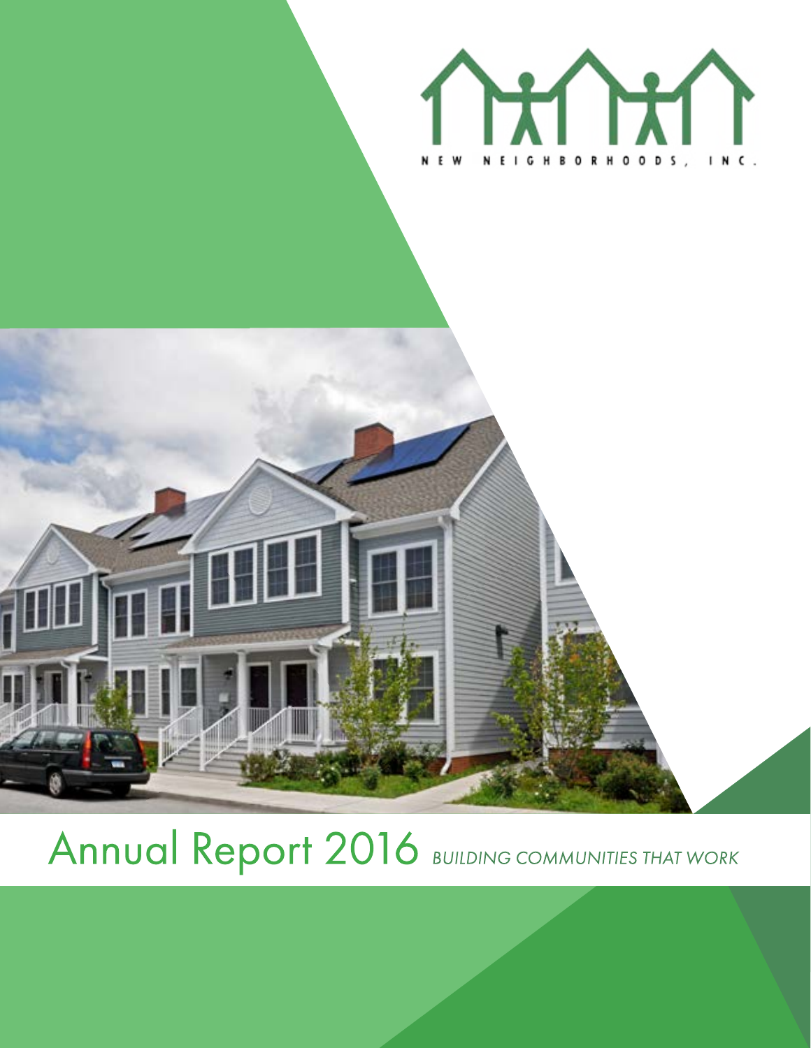NEW NEIGHBORHOODS, INC.

# Annual Report 2016 *BUILDING COMMUNITIES THAT WORK*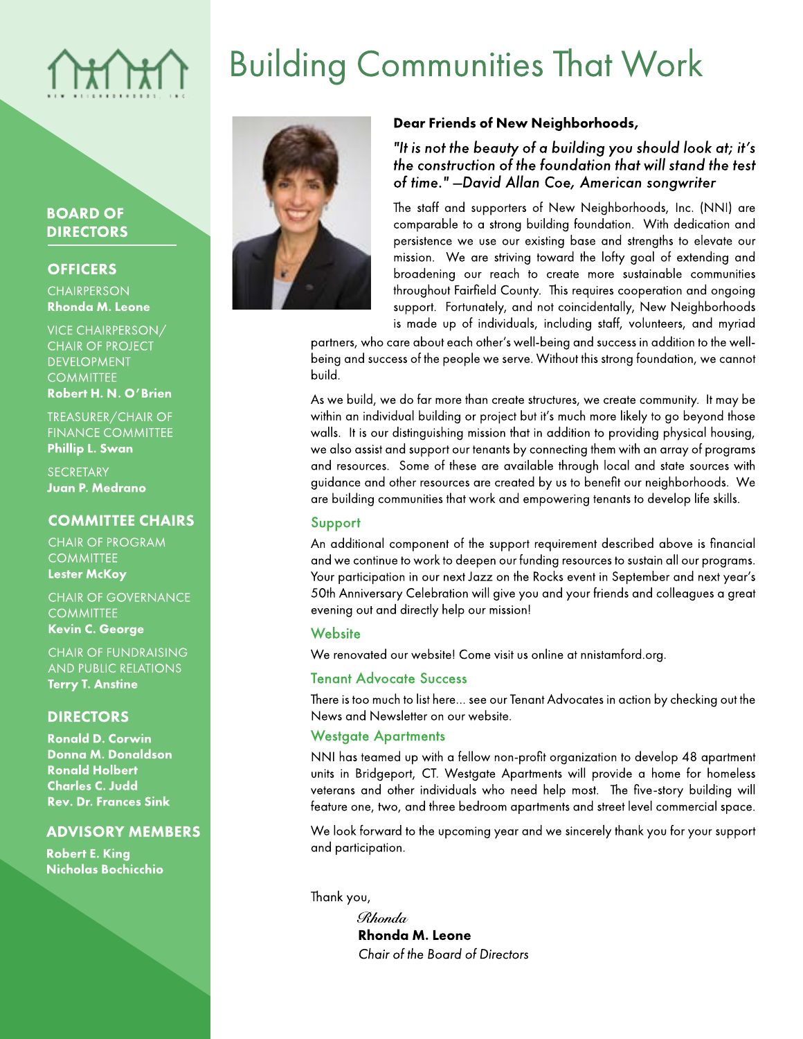# Building Communities That Work

## BOARD OF DIRECTORS

### OFFICERS

CHAIRPERSON
**Rhonda M. Leone**

VICE CHAIRPERSON/ CHAIR OF PROJECT DEVELOPMENT COMMITTEE
**Robert H. N. O'Brien**

TREASURER/CHAIR OF FINANCE COMMITTEE
**Phillip L. Swan**

SECRETARY
**Juan P. Medrano**

### COMMITTEE CHAIRS

CHAIR OF PROGRAM COMMITTEE
**Lester McKoy**

CHAIR OF GOVERNANCE COMMITTEE
**Kevin C. George**

CHAIR OF FUNDRAISING AND PUBLIC RELATIONS
**Terry T. Anstine**

### DIRECTORS

**Ronald D. Corwin**
**Donna M. Donaldson**
**Ronald Holbert**
**Charles C. Judd**
**Rev. Dr. Frances Sink**

### ADVISORY MEMBERS

**Robert E. King**
**Nicholas Bochicchio**

**Dear Friends of New Neighborhoods,**

*"It is not the beauty of a building you should look at; it's the construction of the foundation that will stand the test of time." —David Allan Coe, American songwriter*

The staff and supporters of New Neighborhoods, Inc. (NNI) are comparable to a strong building foundation. With dedication and persistence we use our existing base and strengths to elevate our mission. We are striving toward the lofty goal of extending and broadening our reach to create more sustainable communities throughout Fairfield County. This requires cooperation and ongoing support. Fortunately, and not coincidentally, New Neighborhoods is made up of individuals, including staff, volunteers, and myriad partners, who care about each other's well-being and success in addition to the well-being and success of the people we serve. Without this strong foundation, we cannot build.

As we build, we do far more than create structures, we create community. It may be within an individual building or project but it's much more likely to go beyond those walls. It is our distinguishing mission that in addition to providing physical housing, we also assist and support our tenants by connecting them with an array of programs and resources. Some of these are available through local and state sources with guidance and other resources are created by us to benefit our neighborhoods. We are building communities that work and empowering tenants to develop life skills.

### Support

An additional component of the support requirement described above is financial and we continue to work to deepen our funding resources to sustain all our programs. Your participation in our next Jazz on the Rocks event in September and next year's 50th Anniversary Celebration will give you and your friends and colleagues a great evening out and directly help our mission!

### Website

We renovated our website! Come visit us online at nnistamford.org.

### Tenant Advocate Success

There is too much to list here... see our Tenant Advocates in action by checking out the News and Newsletter on our website.

### Westgate Apartments

NNI has teamed up with a fellow non-profit organization to develop 48 apartment units in Bridgeport, CT. Westgate Apartments will provide a home for homeless veterans and other individuals who need help most. The five-story building will feature one, two, and three bedroom apartments and street level commercial space.

We look forward to the upcoming year and we sincerely thank you for your support and participation.

Thank you,

*Rhonda*
**Rhonda M. Leone**
*Chair of the Board of Directors*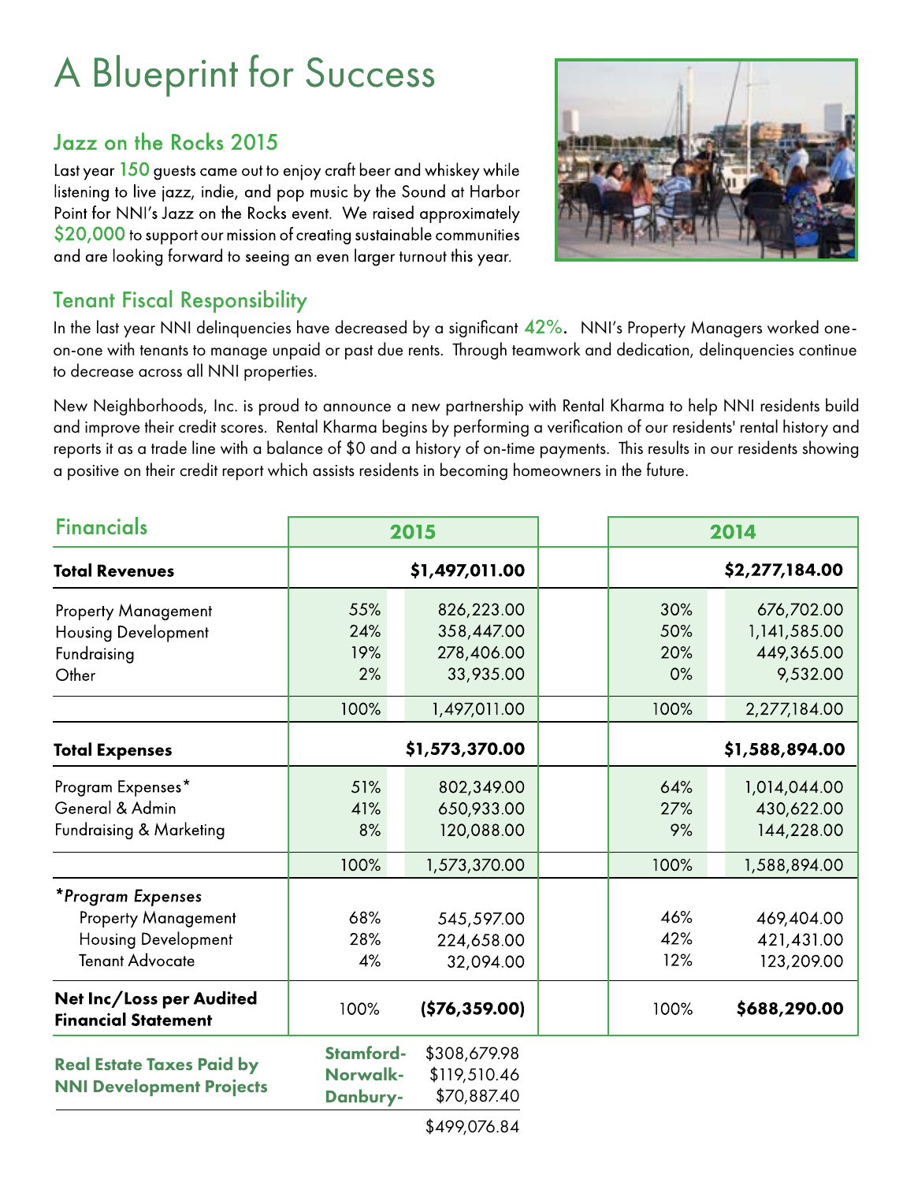# A Blueprint for Success

## Jazz on the Rocks 2015

Last year 150 guests came out to enjoy craft beer and whiskey while listening to live jazz, indie, and pop music by the Sound at Harbor Point for NNI's Jazz on the Rocks event. We raised approximately $20,000 to support our mission of creating sustainable communities and are looking forward to seeing an even larger turnout this year.

## Tenant Fiscal Responsibility

In the last year NNI delinquencies have decreased by a significant 42%. NNI's Property Managers worked one-on-one with tenants to manage unpaid or past due rents. Through teamwork and dedication, delinquencies continue to decrease across all NNI properties.

New Neighborhoods, Inc. is proud to announce a new partnership with Rental Kharma to help NNI residents build and improve their credit scores. Rental Kharma begins by performing a verification of our residents' rental history and reports it as a trade line with a balance of $0 and a history of on-time payments. This results in our residents showing a positive on their credit report which assists residents in becoming homeowners in the future.

## Financials

| Financials | 2015 | | 2014 | |
|---|---|---|---|---|
| **Total Revenues** | | **$1,497,011.00** | | **$2,277,184.00** |
| Property Management | 55% | 826,223.00 | 30% | 676,702.00 |
| Housing Development | 24% | 358,447.00 | 50% | 1,141,585.00 |
| Fundraising | 19% | 278,406.00 | 20% | 449,365.00 |
| Other | 2% | 33,935.00 | 0% | 9,532.00 |
| | 100% | 1,497,011.00 | 100% | 2,277,184.00 |
| **Total Expenses** | | **$1,573,370.00** | | **$1,588,894.00** |
| Program Expenses* | 51% | 802,349.00 | 64% | 1,014,044.00 |
| General & Admin | 41% | 650,933.00 | 27% | 430,622.00 |
| Fundraising & Marketing | 8% | 120,088.00 | 9% | 144,228.00 |
| | 100% | 1,573,370.00 | 100% | 1,588,894.00 |
| *\*Program Expenses* | | | | |
| Property Management | 68% | 545,597.00 | 46% | 469,404.00 |
| Housing Development | 28% | 224,658.00 | 42% | 421,431.00 |
| Tenant Advocate | 4% | 32,094.00 | 12% | 123,209.00 |
| **Net Inc/Loss per Audited Financial Statement** | 100% | **($76,359.00)** | 100% | **$688,290.00** |

| **Real Estate Taxes Paid by NNI Development Projects** | | |
|---|---|---|
| | **Stamford-** | $308,679.98 |
| | **Norwalk-** | $119,510.46 |
| | **Danbury-** | $70,887.40 |
| | | $499,076.84 |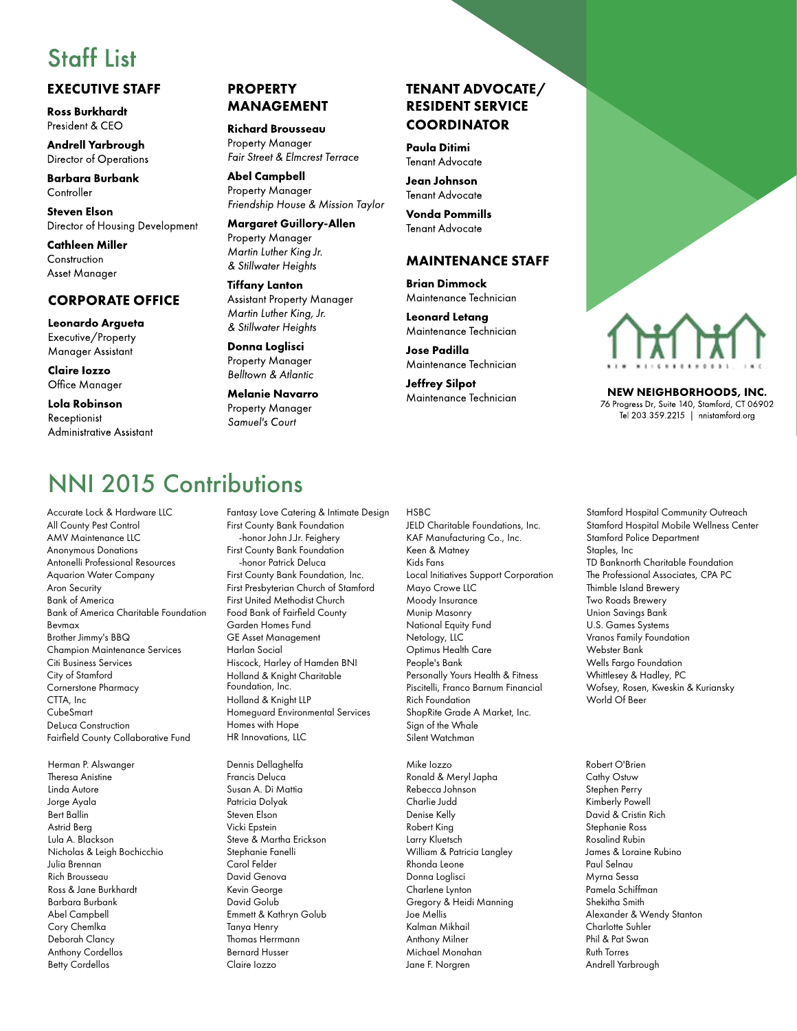# Staff List

## EXECUTIVE STAFF

**Ross Burkhardt**
President & CEO

**Andrell Yarbrough**
Director of Operations

**Barbara Burbank**
Controller

**Steven Elson**
Director of Housing Development

**Cathleen Miller**
Construction
Asset Manager

## CORPORATE OFFICE

**Leonardo Argueta**
Executive/Property
Manager Assistant

**Claire Iozzo**
Office Manager

**Lola Robinson**
Receptionist
Administrative Assistant

## PROPERTY MANAGEMENT

**Richard Brousseau**
Property Manager
*Fair Street & Elmcrest Terrace*

**Abel Campbell**
Property Manager
*Friendship House & Mission Taylor*

**Margaret Guillory-Allen**
Property Manager
*Martin Luther King Jr.*
*& Stillwater Heights*

**Tiffany Lanton**
Assistant Property Manager
*Martin Luther King, Jr.*
*& Stillwater Heights*

**Donna Loglisci**
Property Manager
*Belltown & Atlantic*

**Melanie Navarro**
Property Manager
*Samuel's Court*

## TENANT ADVOCATE/ RESIDENT SERVICE COORDINATOR

**Paula Ditimi**
Tenant Advocate

**Jean Johnson**
Tenant Advocate

**Vonda Pommills**
Tenant Advocate

## MAINTENANCE STAFF

**Brian Dimmock**
Maintenance Technician

**Leonard Letang**
Maintenance Technician

**Jose Padilla**
Maintenance Technician

**Jeffrey Silpot**
Maintenance Technician

NEW NEIGHBORHOODS, INC.

**NEW NEIGHBORHOODS, INC.**
76 Progress Dr, Suite 140, Stamford, CT 06902
Tel 203.359.2215 | nnistamford.org

# NNI 2015 Contributions

Accurate Lock & Hardware LLC
All County Pest Control
AMV Maintenance LLC
Anonymous Donations
Antonelli Professional Resources
Aquarion Water Company
Aron Security
Bank of America
Bank of America Charitable Foundation
Bevmax
Brother Jimmy's BBQ
Champion Maintenance Services
Citi Business Services
City of Stamford
Cornerstone Pharmacy
CTTA, Inc
CubeSmart
DeLuca Construction
Fairfield County Collaborative Fund
Fantasy Love Catering & Intimate Design
First County Bank Foundation
-honor John J.Jr. Feighery
First County Bank Foundation
-honor Patrick Deluca
First County Bank Foundation, Inc.
First Presbyterian Church of Stamford
First United Methodist Church
Food Bank of Fairfield County
Garden Homes Fund
GE Asset Management
Harlan Social
Hiscock, Harley of Hamden BNI
Holland & Knight Charitable Foundation, Inc.
Holland & Knight LLP
Homeguard Environmental Services
Homes with Hope
HR Innovations, LLC
HSBC
JELD Charitable Foundations, Inc.
KAF Manufacturing Co., Inc.
Keen & Matney
Kids Fans
Local Initiatives Support Corporation
Mayo Crowe LLC
Moody Insurance
Munip Masonry
National Equity Fund
Netology, LLC
Optimus Health Care
People's Bank
Personally Yours Health & Fitness
Piscitelli, Franco Barnum Financial
Rich Foundation
ShopRite Grade A Market, Inc.
Sign of the Whale
Silent Watchman
Stamford Hospital Community Outreach
Stamford Hospital Mobile Wellness Center
Stamford Police Department
Staples, Inc
TD Banknorth Charitable Foundation
The Professional Associates, CPA PC
Thimble Island Brewery
Two Roads Brewery
Union Savings Bank
U.S. Games Systems
Vranos Family Foundation
Webster Bank
Wells Fargo Foundation
Whittlesey & Hadley, PC
Wofsey, Rosen, Kweskin & Kuriansky
World Of Beer

Herman P. Alswanger
Theresa Anistine
Linda Autore
Jorge Ayala
Bert Ballin
Astrid Berg
Lula A. Blackson
Nicholas & Leigh Bochicchio
Julia Brennan
Rich Brousseau
Ross & Jane Burkhardt
Barbara Burbank
Abel Campbell
Cory Chemlka
Deborah Clancy
Anthony Cordellos
Betty Cordellos
Dennis Dellaghelfa
Francis Deluca
Susan A. Di Mattia
Patricia Dolyak
Steven Elson
Vicki Epstein
Steve & Martha Erickson
Stephanie Fanelli
Carol Felder
David Genova
Kevin George
David Golub
Emmett & Kathryn Golub
Tanya Henry
Thomas Herrmann
Bernard Husser
Claire Iozzo
Mike Iozzo
Ronald & Meryl Japha
Rebecca Johnson
Charlie Judd
Denise Kelly
Robert King
Larry Kluetsch
William & Patricia Langley
Rhonda Leone
Donna Loglisci
Charlene Lynton
Gregory & Heidi Manning
Joe Mellis
Kalman Mikhail
Anthony Milner
Michael Monahan
Jane F. Norgren
Robert O'Brien
Cathy Ostuw
Stephen Perry
Kimberly Powell
David & Cristin Rich
Stephanie Ross
Rosalind Rubin
James & Loraine Rubino
Paul Selnau
Myrna Sessa
Pamela Schiffman
Shekitha Smith
Alexander & Wendy Stanton
Charlotte Suhler
Phil & Pat Swan
Ruth Torres
Andrell Yarbrough